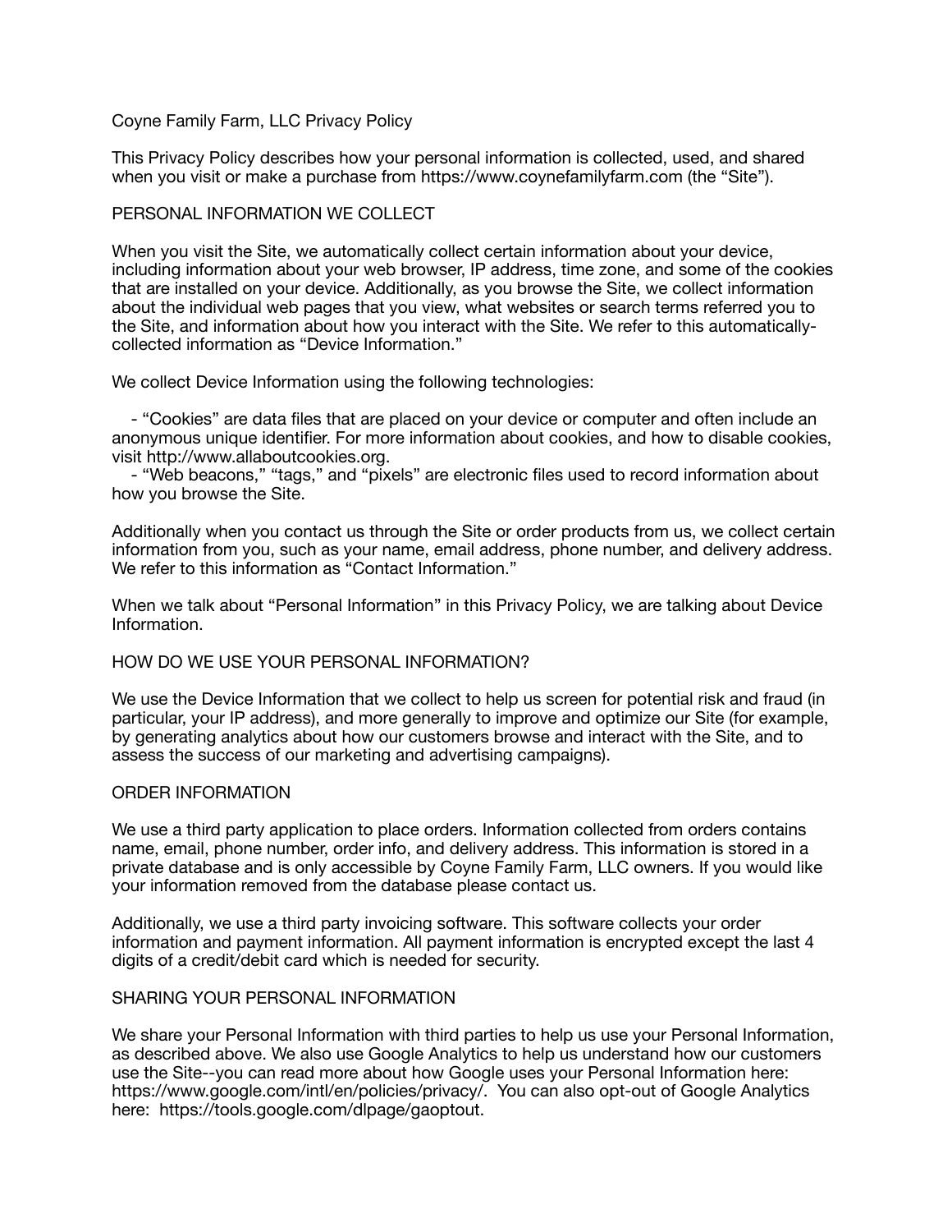# Coyne Family Farm, LLC Privacy Policy

This Privacy Policy describes how your personal information is collected, used, and shared when you visit or make a purchase from https://www.coynefamilyfarm.com (the "Site").

## PERSONAL INFORMATION WE COLLECT

When you visit the Site, we automatically collect certain information about your device, including information about your web browser, IP address, time zone, and some of the cookies that are installed on your device. Additionally, as you browse the Site, we collect information about the individual web pages that you view, what websites or search terms referred you to the Site, and information about how you interact with the Site. We refer to this automatically-collected information as "Device Information."

We collect Device Information using the following technologies:

- "Cookies" are data files that are placed on your device or computer and often include an anonymous unique identifier. For more information about cookies, and how to disable cookies, visit http://www.allaboutcookies.org.
- "Web beacons," "tags," and "pixels" are electronic files used to record information about how you browse the Site.

Additionally when you contact us through the Site or order products from us, we collect certain information from you, such as your name, email address, phone number, and delivery address. We refer to this information as "Contact Information."

When we talk about "Personal Information" in this Privacy Policy, we are talking about Device Information.

## HOW DO WE USE YOUR PERSONAL INFORMATION?

We use the Device Information that we collect to help us screen for potential risk and fraud (in particular, your IP address), and more generally to improve and optimize our Site (for example, by generating analytics about how our customers browse and interact with the Site, and to assess the success of our marketing and advertising campaigns).

## ORDER INFORMATION

We use a third party application to place orders. Information collected from orders contains name, email, phone number, order info, and delivery address. This information is stored in a private database and is only accessible by Coyne Family Farm, LLC owners. If you would like your information removed from the database please contact us.

Additionally, we use a third party invoicing software. This software collects your order information and payment information. All payment information is encrypted except the last 4 digits of a credit/debit card which is needed for security.

## SHARING YOUR PERSONAL INFORMATION

We share your Personal Information with third parties to help us use your Personal Information, as described above. We also use Google Analytics to help us understand how our customers use the Site--you can read more about how Google uses your Personal Information here: https://www.google.com/intl/en/policies/privacy/. You can also opt-out of Google Analytics here: https://tools.google.com/dlpage/gaoptout.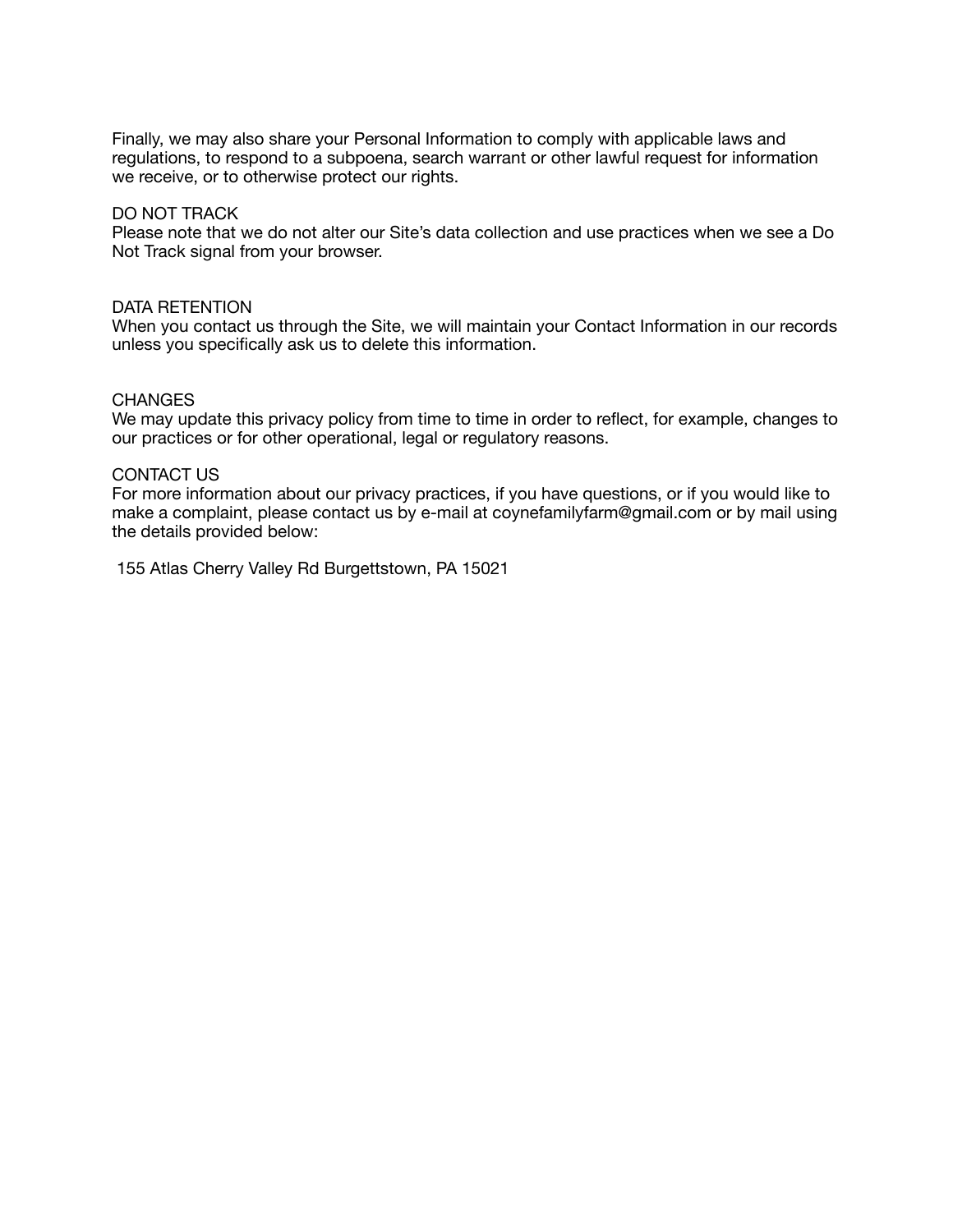Finally, we may also share your Personal Information to comply with applicable laws and regulations, to respond to a subpoena, search warrant or other lawful request for information we receive, or to otherwise protect our rights.

## DO NOT TRACK

Please note that we do not alter our Site's data collection and use practices when we see a Do Not Track signal from your browser.

## DATA RETENTION

When you contact us through the Site, we will maintain your Contact Information in our records unless you specifically ask us to delete this information.

## CHANGES

We may update this privacy policy from time to time in order to reflect, for example, changes to our practices or for other operational, legal or regulatory reasons.

## CONTACT US

For more information about our privacy practices, if you have questions, or if you would like to make a complaint, please contact us by e-mail at coynefamilyfarm@gmail.com or by mail using the details provided below:

155 Atlas Cherry Valley Rd Burgettstown, PA 15021